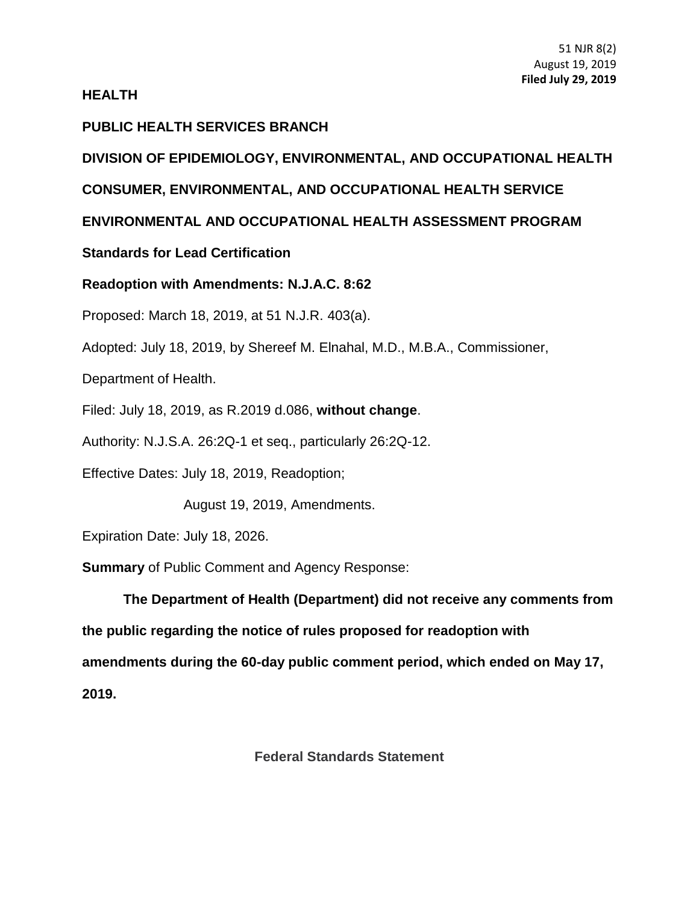51 NJR 8(2)
August 19, 2019
**Filed July 29, 2019**

**HEALTH**

**PUBLIC HEALTH SERVICES BRANCH**

**DIVISION OF EPIDEMIOLOGY, ENVIRONMENTAL, AND OCCUPATIONAL HEALTH**

**CONSUMER, ENVIRONMENTAL, AND OCCUPATIONAL HEALTH SERVICE**

**ENVIRONMENTAL AND OCCUPATIONAL HEALTH ASSESSMENT PROGRAM**

**Standards for Lead Certification**

**Readoption with Amendments: N.J.A.C. 8:62**

Proposed: March 18, 2019, at 51 N.J.R. 403(a).

Adopted: July 18, 2019, by Shereef M. Elnahal, M.D., M.B.A., Commissioner,

Department of Health.

Filed: July 18, 2019, as R.2019 d.086, **without change**.

Authority: N.J.S.A. 26:2Q-1 et seq., particularly 26:2Q-12.

Effective Dates: July 18, 2019, Readoption;

August 19, 2019, Amendments.

Expiration Date: July 18, 2026.

**Summary** of Public Comment and Agency Response:

**The Department of Health (Department) did not receive any comments from the public regarding the notice of rules proposed for readoption with amendments during the 60-day public comment period, which ended on May 17, 2019.**

**Federal Standards Statement**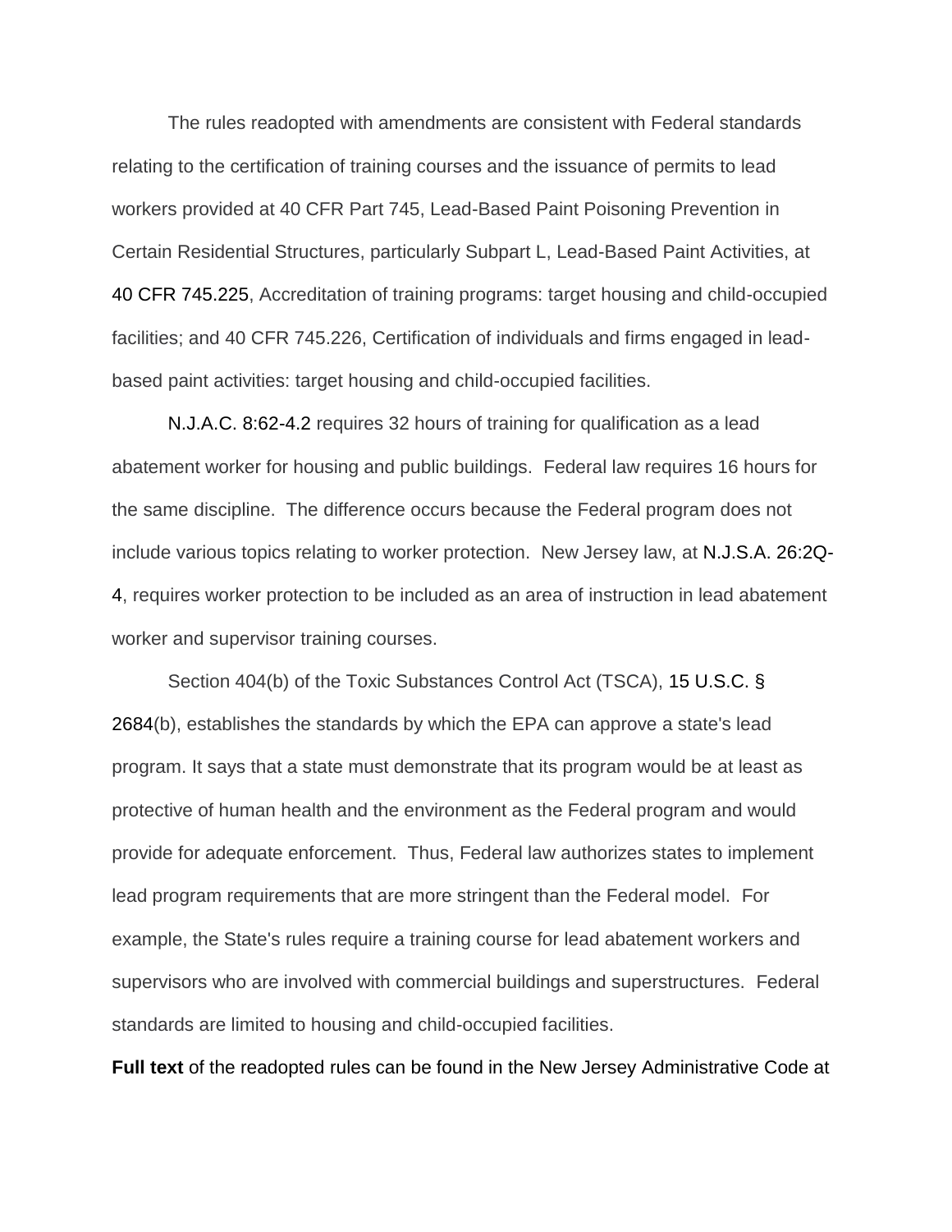The rules readopted with amendments are consistent with Federal standards relating to the certification of training courses and the issuance of permits to lead workers provided at 40 CFR Part 745, Lead-Based Paint Poisoning Prevention in Certain Residential Structures, particularly Subpart L, Lead-Based Paint Activities, at 40 CFR 745.225, Accreditation of training programs: target housing and child-occupied facilities; and 40 CFR 745.226, Certification of individuals and firms engaged in lead-based paint activities: target housing and child-occupied facilities.

N.J.A.C. 8:62-4.2 requires 32 hours of training for qualification as a lead abatement worker for housing and public buildings. Federal law requires 16 hours for the same discipline. The difference occurs because the Federal program does not include various topics relating to worker protection. New Jersey law, at N.J.S.A. 26:2Q-4, requires worker protection to be included as an area of instruction in lead abatement worker and supervisor training courses.

Section 404(b) of the Toxic Substances Control Act (TSCA), 15 U.S.C. § 2684(b), establishes the standards by which the EPA can approve a state's lead program. It says that a state must demonstrate that its program would be at least as protective of human health and the environment as the Federal program and would provide for adequate enforcement. Thus, Federal law authorizes states to implement lead program requirements that are more stringent than the Federal model. For example, the State's rules require a training course for lead abatement workers and supervisors who are involved with commercial buildings and superstructures. Federal standards are limited to housing and child-occupied facilities.

**Full text** of the readopted rules can be found in the New Jersey Administrative Code at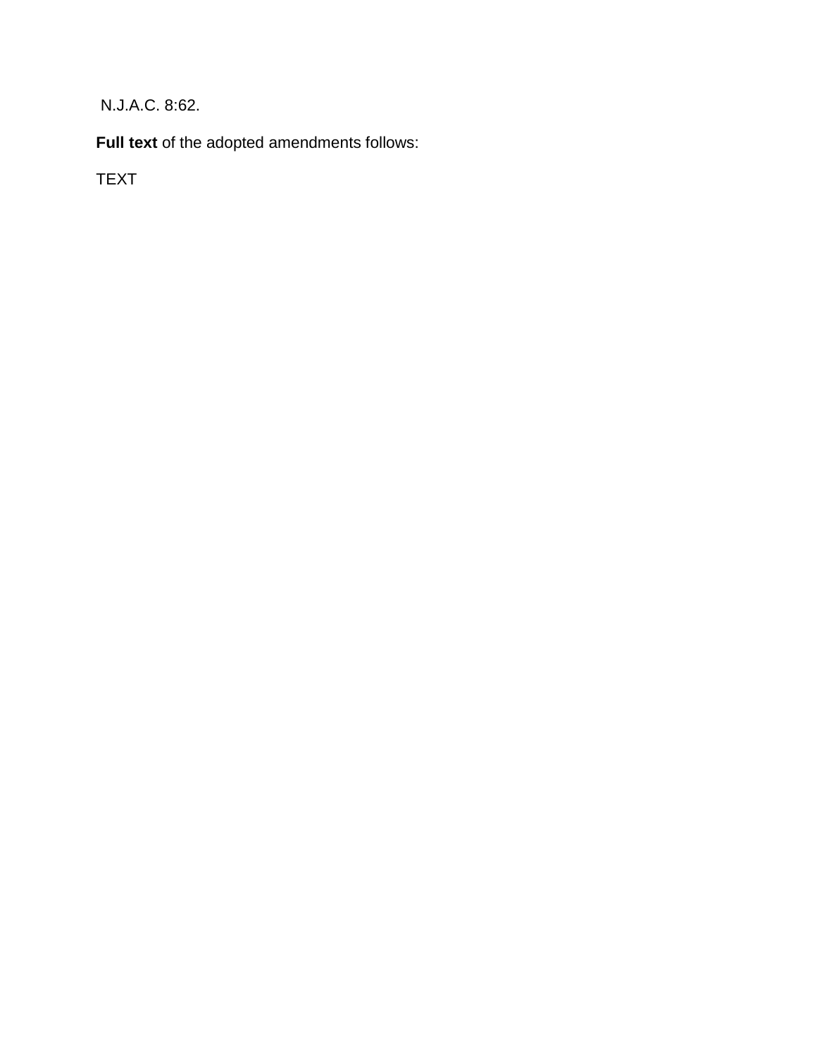N.J.A.C. 8:62.

**Full text** of the adopted amendments follows:

TEXT